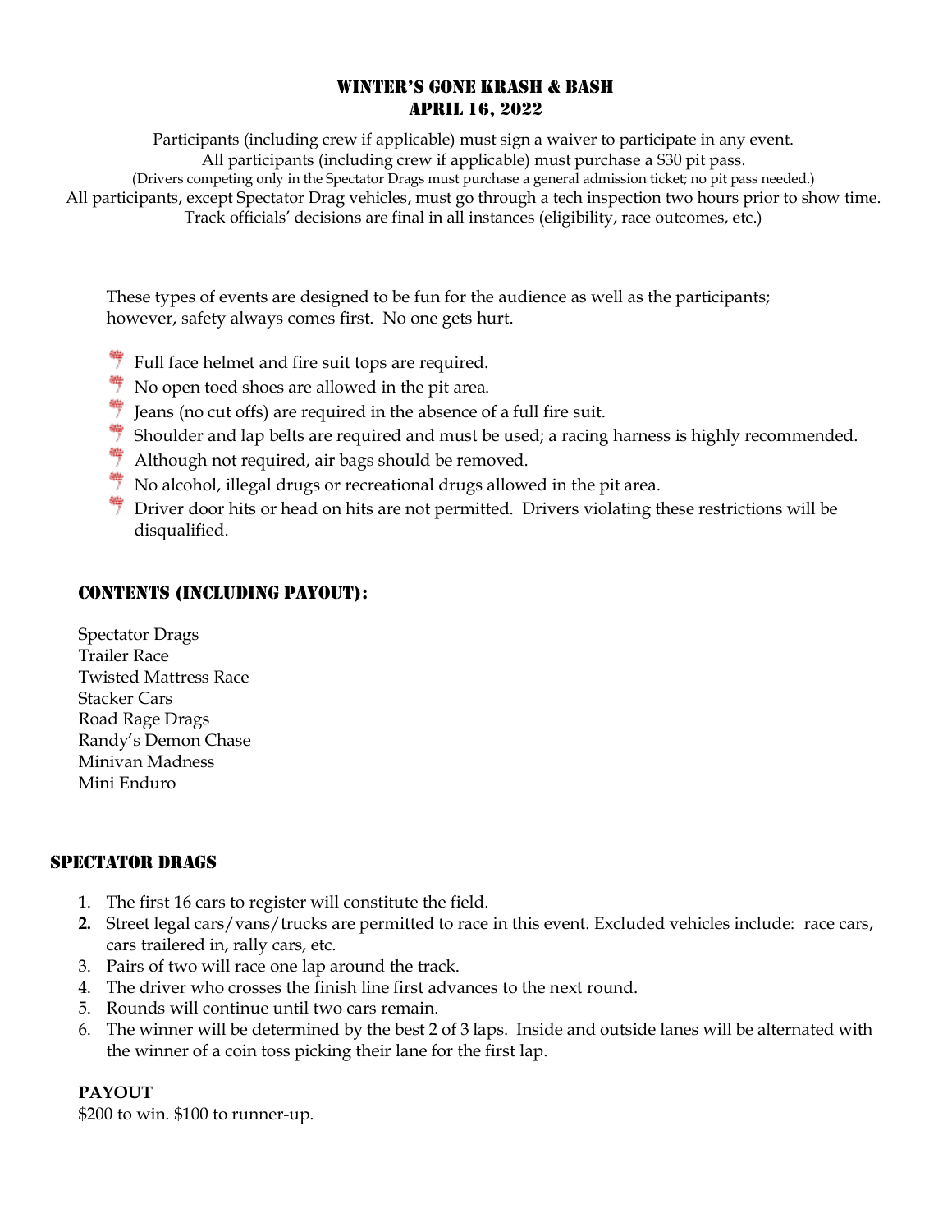# Winter's Gone Krash & Bash
# April 16, 2022

Participants (including crew if applicable) must sign a waiver to participate in any event.
All participants (including crew if applicable) must purchase a $30 pit pass.
(Drivers competing only in the Spectator Drags must purchase a general admission ticket; no pit pass needed.)
All participants, except Spectator Drag vehicles, must go through a tech inspection two hours prior to show time.
Track officials' decisions are final in all instances (eligibility, race outcomes, etc.)

These types of events are designed to be fun for the audience as well as the participants; however, safety always comes first. No one gets hurt.

- Full face helmet and fire suit tops are required.
- No open toed shoes are allowed in the pit area.
- Jeans (no cut offs) are required in the absence of a full fire suit.
- Shoulder and lap belts are required and must be used; a racing harness is highly recommended.
- Although not required, air bags should be removed.
- No alcohol, illegal drugs or recreational drugs allowed in the pit area.
- Driver door hits or head on hits are not permitted. Drivers violating these restrictions will be disqualified.

## Contents (including payout):

Spectator Drags
Trailer Race
Twisted Mattress Race
Stacker Cars
Road Rage Drags
Randy's Demon Chase
Minivan Madness
Mini Enduro

## Spectator Drags

1. The first 16 cars to register will constitute the field.
2. Street legal cars/vans/trucks are permitted to race in this event. Excluded vehicles include: race cars, cars trailered in, rally cars, etc.
3. Pairs of two will race one lap around the track.
4. The driver who crosses the finish line first advances to the next round.
5. Rounds will continue until two cars remain.
6. The winner will be determined by the best 2 of 3 laps. Inside and outside lanes will be alternated with the winner of a coin toss picking their lane for the first lap.

**PAYOUT**
$200 to win. $100 to runner-up.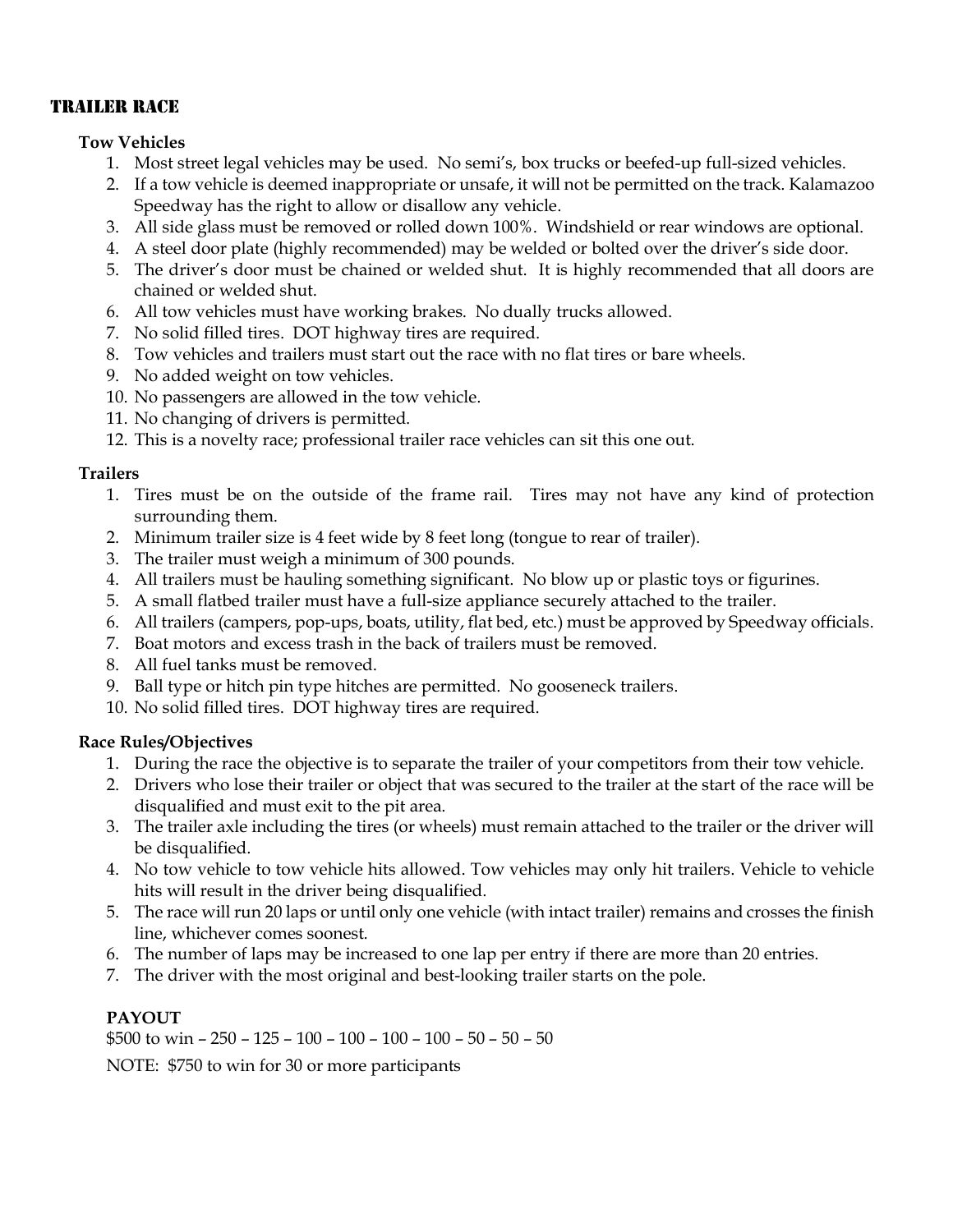## TRAILER RACE

### Tow Vehicles

1. Most street legal vehicles may be used. No semi's, box trucks or beefed-up full-sized vehicles.
2. If a tow vehicle is deemed inappropriate or unsafe, it will not be permitted on the track. Kalamazoo Speedway has the right to allow or disallow any vehicle.
3. All side glass must be removed or rolled down 100%. Windshield or rear windows are optional.
4. A steel door plate (highly recommended) may be welded or bolted over the driver's side door.
5. The driver's door must be chained or welded shut. It is highly recommended that all doors are chained or welded shut.
6. All tow vehicles must have working brakes. No dually trucks allowed.
7. No solid filled tires. DOT highway tires are required.
8. Tow vehicles and trailers must start out the race with no flat tires or bare wheels.
9. No added weight on tow vehicles.
10. No passengers are allowed in the tow vehicle.
11. No changing of drivers is permitted.
12. This is a novelty race; professional trailer race vehicles can sit this one out.

### Trailers

1. Tires must be on the outside of the frame rail. Tires may not have any kind of protection surrounding them.
2. Minimum trailer size is 4 feet wide by 8 feet long (tongue to rear of trailer).
3. The trailer must weigh a minimum of 300 pounds.
4. All trailers must be hauling something significant. No blow up or plastic toys or figurines.
5. A small flatbed trailer must have a full-size appliance securely attached to the trailer.
6. All trailers (campers, pop-ups, boats, utility, flat bed, etc.) must be approved by Speedway officials.
7. Boat motors and excess trash in the back of trailers must be removed.
8. All fuel tanks must be removed.
9. Ball type or hitch pin type hitches are permitted. No gooseneck trailers.
10. No solid filled tires. DOT highway tires are required.

### Race Rules/Objectives

1. During the race the objective is to separate the trailer of your competitors from their tow vehicle.
2. Drivers who lose their trailer or object that was secured to the trailer at the start of the race will be disqualified and must exit to the pit area.
3. The trailer axle including the tires (or wheels) must remain attached to the trailer or the driver will be disqualified.
4. No tow vehicle to tow vehicle hits allowed. Tow vehicles may only hit trailers. Vehicle to vehicle hits will result in the driver being disqualified.
5. The race will run 20 laps or until only one vehicle (with intact trailer) remains and crosses the finish line, whichever comes soonest.
6. The number of laps may be increased to one lap per entry if there are more than 20 entries.
7. The driver with the most original and best-looking trailer starts on the pole.

### PAYOUT

$500 to win – 250 – 125 – 100 – 100 – 100 – 100 – 50 – 50 – 50

NOTE: $750 to win for 30 or more participants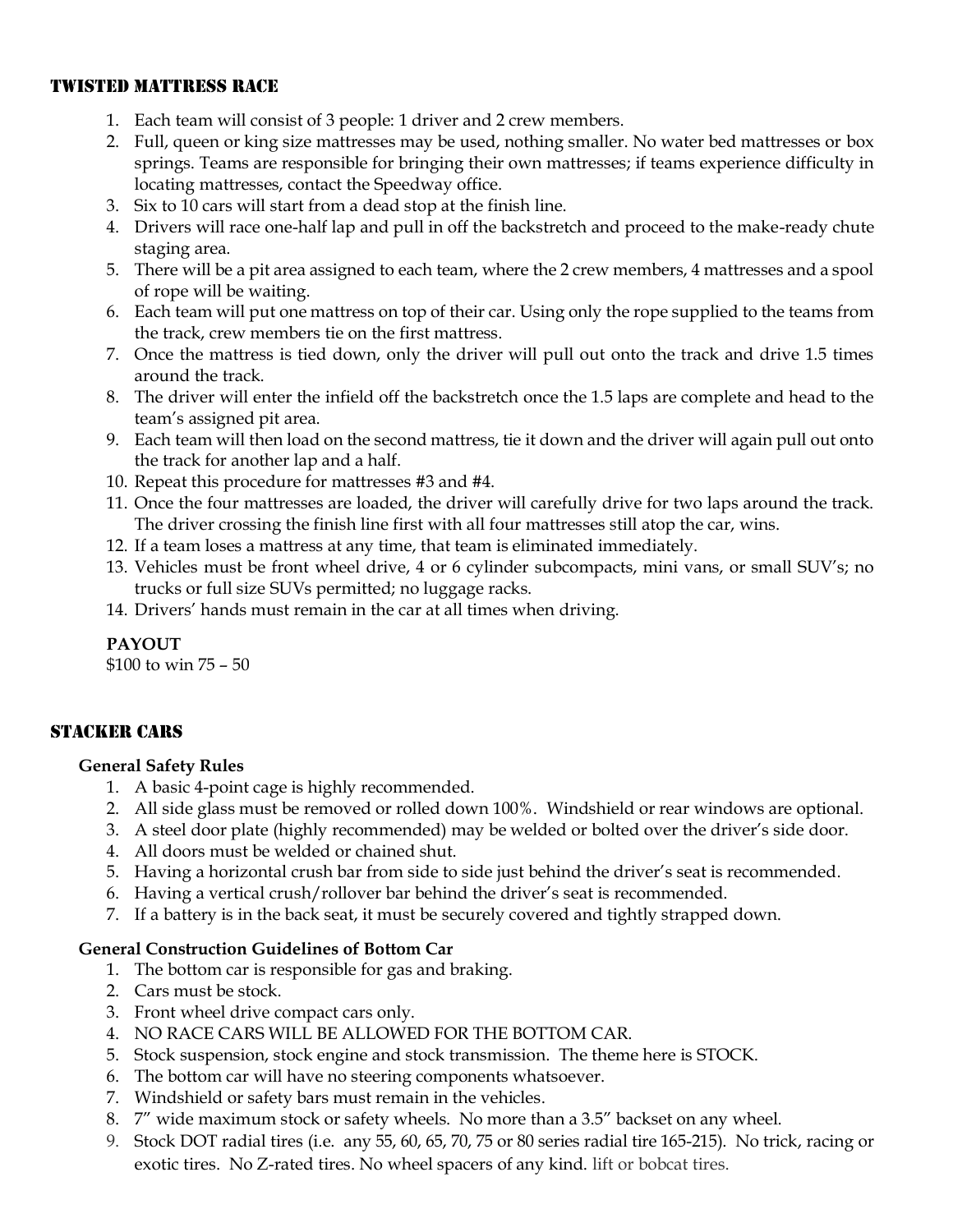## Twisted Mattress Race

1. Each team will consist of 3 people: 1 driver and 2 crew members.
2. Full, queen or king size mattresses may be used, nothing smaller. No water bed mattresses or box springs. Teams are responsible for bringing their own mattresses; if teams experience difficulty in locating mattresses, contact the Speedway office.
3. Six to 10 cars will start from a dead stop at the finish line.
4. Drivers will race one-half lap and pull in off the backstretch and proceed to the make-ready chute staging area.
5. There will be a pit area assigned to each team, where the 2 crew members, 4 mattresses and a spool of rope will be waiting.
6. Each team will put one mattress on top of their car. Using only the rope supplied to the teams from the track, crew members tie on the first mattress.
7. Once the mattress is tied down, only the driver will pull out onto the track and drive 1.5 times around the track.
8. The driver will enter the infield off the backstretch once the 1.5 laps are complete and head to the team's assigned pit area.
9. Each team will then load on the second mattress, tie it down and the driver will again pull out onto the track for another lap and a half.
10. Repeat this procedure for mattresses #3 and #4.
11. Once the four mattresses are loaded, the driver will carefully drive for two laps around the track. The driver crossing the finish line first with all four mattresses still atop the car, wins.
12. If a team loses a mattress at any time, that team is eliminated immediately.
13. Vehicles must be front wheel drive, 4 or 6 cylinder subcompacts, mini vans, or small SUV's; no trucks or full size SUVs permitted; no luggage racks.
14. Drivers' hands must remain in the car at all times when driving.

**PAYOUT**
$100 to win 75 – 50

## Stacker Cars

**General Safety Rules**

1. A basic 4-point cage is highly recommended.
2. All side glass must be removed or rolled down 100%. Windshield or rear windows are optional.
3. A steel door plate (highly recommended) may be welded or bolted over the driver's side door.
4. All doors must be welded or chained shut.
5. Having a horizontal crush bar from side to side just behind the driver's seat is recommended.
6. Having a vertical crush/rollover bar behind the driver's seat is recommended.
7. If a battery is in the back seat, it must be securely covered and tightly strapped down.

**General Construction Guidelines of Bottom Car**

1. The bottom car is responsible for gas and braking.
2. Cars must be stock.
3. Front wheel drive compact cars only.
4. NO RACE CARS WILL BE ALLOWED FOR THE BOTTOM CAR.
5. Stock suspension, stock engine and stock transmission. The theme here is STOCK.
6. The bottom car will have no steering components whatsoever.
7. Windshield or safety bars must remain in the vehicles.
8. 7" wide maximum stock or safety wheels. No more than a 3.5" backset on any wheel.
9. Stock DOT radial tires (i.e. any 55, 60, 65, 70, 75 or 80 series radial tire 165-215). No trick, racing or exotic tires. No Z-rated tires. No wheel spacers of any kind. lift or bobcat tires.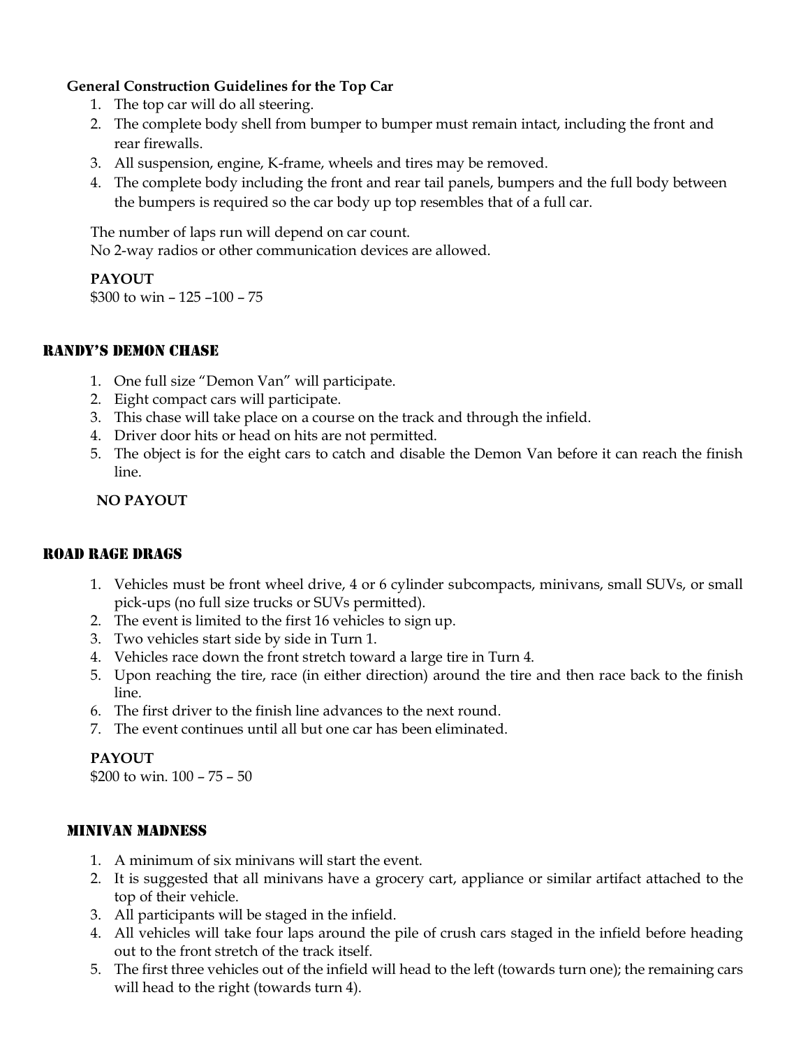**General Construction Guidelines for the Top Car**

1. The top car will do all steering.
2. The complete body shell from bumper to bumper must remain intact, including the front and rear firewalls.
3. All suspension, engine, K-frame, wheels and tires may be removed.
4. The complete body including the front and rear tail panels, bumpers and the full body between the bumpers is required so the car body up top resembles that of a full car.

The number of laps run will depend on car count.
No 2-way radios or other communication devices are allowed.

**PAYOUT**
$300 to win – 125 –100 – 75

## RANDY'S DEMON CHASE

1. One full size "Demon Van" will participate.
2. Eight compact cars will participate.
3. This chase will take place on a course on the track and through the infield.
4. Driver door hits or head on hits are not permitted.
5. The object is for the eight cars to catch and disable the Demon Van before it can reach the finish line.

**NO PAYOUT**

## ROAD RAGE DRAGS

1. Vehicles must be front wheel drive, 4 or 6 cylinder subcompacts, minivans, small SUVs, or small pick-ups (no full size trucks or SUVs permitted).
2. The event is limited to the first 16 vehicles to sign up.
3. Two vehicles start side by side in Turn 1.
4. Vehicles race down the front stretch toward a large tire in Turn 4.
5. Upon reaching the tire, race (in either direction) around the tire and then race back to the finish line.
6. The first driver to the finish line advances to the next round.
7. The event continues until all but one car has been eliminated.

**PAYOUT**
$200 to win. 100 – 75 – 50

## MINIVAN MADNESS

1. A minimum of six minivans will start the event.
2. It is suggested that all minivans have a grocery cart, appliance or similar artifact attached to the top of their vehicle.
3. All participants will be staged in the infield.
4. All vehicles will take four laps around the pile of crush cars staged in the infield before heading out to the front stretch of the track itself.
5. The first three vehicles out of the infield will head to the left (towards turn one); the remaining cars will head to the right (towards turn 4).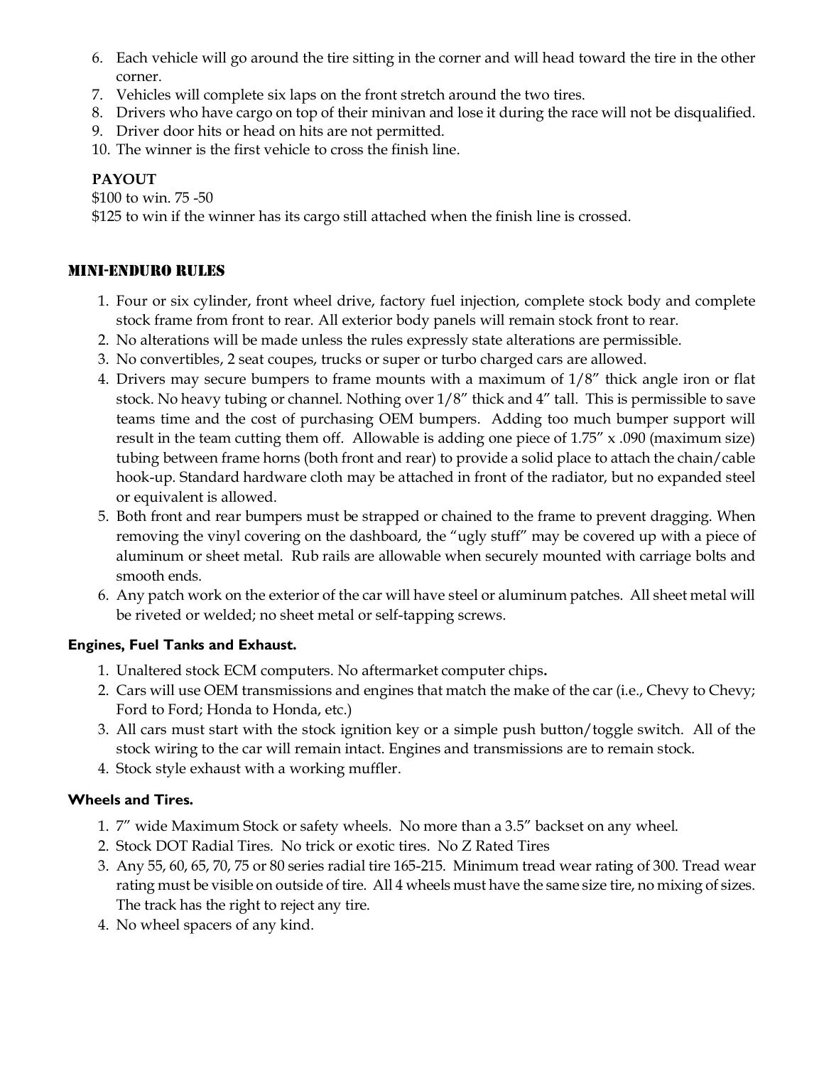6. Each vehicle will go around the tire sitting in the corner and will head toward the tire in the other corner.
7. Vehicles will complete six laps on the front stretch around the two tires.
8. Drivers who have cargo on top of their minivan and lose it during the race will not be disqualified.
9. Driver door hits or head on hits are not permitted.
10. The winner is the first vehicle to cross the finish line.

**PAYOUT**

$100 to win. 75 -50

$125 to win if the winner has its cargo still attached when the finish line is crossed.

## MINI-ENDURO RULES

1. Four or six cylinder, front wheel drive, factory fuel injection, complete stock body and complete stock frame from front to rear. All exterior body panels will remain stock front to rear.
2. No alterations will be made unless the rules expressly state alterations are permissible.
3. No convertibles, 2 seat coupes, trucks or super or turbo charged cars are allowed.
4. Drivers may secure bumpers to frame mounts with a maximum of 1/8" thick angle iron or flat stock. No heavy tubing or channel. Nothing over 1/8" thick and 4" tall. This is permissible to save teams time and the cost of purchasing OEM bumpers. Adding too much bumper support will result in the team cutting them off. Allowable is adding one piece of 1.75" x .090 (maximum size) tubing between frame horns (both front and rear) to provide a solid place to attach the chain/cable hook-up. Standard hardware cloth may be attached in front of the radiator, but no expanded steel or equivalent is allowed.
5. Both front and rear bumpers must be strapped or chained to the frame to prevent dragging. When removing the vinyl covering on the dashboard, the "ugly stuff" may be covered up with a piece of aluminum or sheet metal. Rub rails are allowable when securely mounted with carriage bolts and smooth ends.
6. Any patch work on the exterior of the car will have steel or aluminum patches. All sheet metal will be riveted or welded; no sheet metal or self-tapping screws.

### Engines, Fuel Tanks and Exhaust.

1. Unaltered stock ECM computers. No aftermarket computer chips**.**
2. Cars will use OEM transmissions and engines that match the make of the car (i.e., Chevy to Chevy; Ford to Ford; Honda to Honda, etc.)
3. All cars must start with the stock ignition key or a simple push button/toggle switch. All of the stock wiring to the car will remain intact. Engines and transmissions are to remain stock.
4. Stock style exhaust with a working muffler.

### Wheels and Tires.

1. 7" wide Maximum Stock or safety wheels. No more than a 3.5" backset on any wheel.
2. Stock DOT Radial Tires. No trick or exotic tires. No Z Rated Tires
3. Any 55, 60, 65, 70, 75 or 80 series radial tire 165-215. Minimum tread wear rating of 300. Tread wear rating must be visible on outside of tire. All 4 wheels must have the same size tire, no mixing of sizes. The track has the right to reject any tire.
4. No wheel spacers of any kind.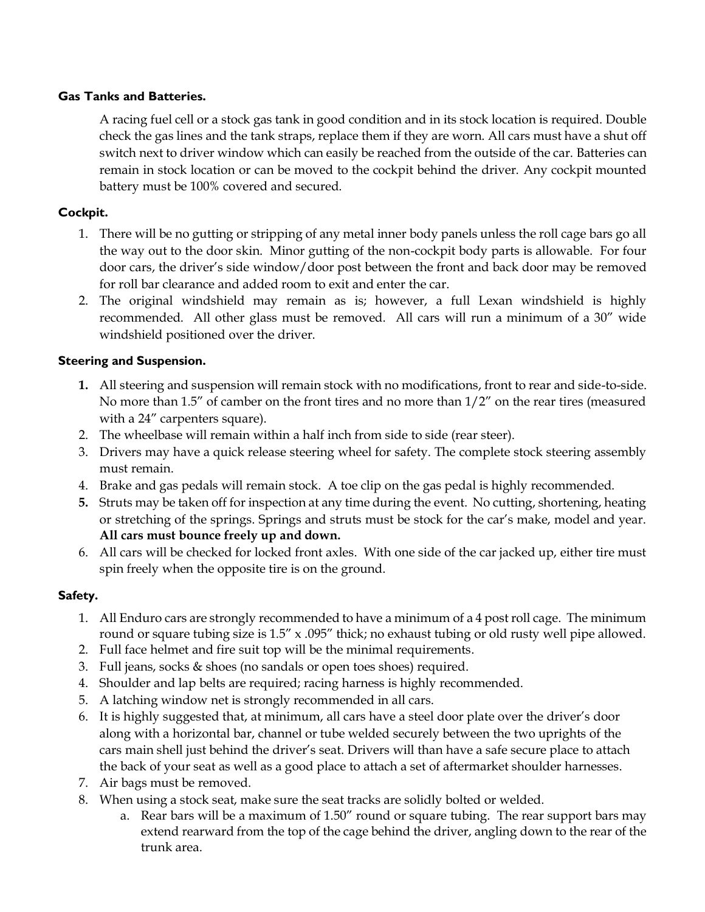**Gas Tanks and Batteries.**

A racing fuel cell or a stock gas tank in good condition and in its stock location is required. Double check the gas lines and the tank straps, replace them if they are worn. All cars must have a shut off switch next to driver window which can easily be reached from the outside of the car. Batteries can remain in stock location or can be moved to the cockpit behind the driver. Any cockpit mounted battery must be 100% covered and secured.

**Cockpit.**

1. There will be no gutting or stripping of any metal inner body panels unless the roll cage bars go all the way out to the door skin. Minor gutting of the non-cockpit body parts is allowable. For four door cars, the driver's side window/door post between the front and back door may be removed for roll bar clearance and added room to exit and enter the car.
2. The original windshield may remain as is; however, a full Lexan windshield is highly recommended. All other glass must be removed. All cars will run a minimum of a 30" wide windshield positioned over the driver.

**Steering and Suspension.**

1. All steering and suspension will remain stock with no modifications, front to rear and side-to-side. No more than 1.5" of camber on the front tires and no more than 1/2" on the rear tires (measured with a 24" carpenters square).
2. The wheelbase will remain within a half inch from side to side (rear steer).
3. Drivers may have a quick release steering wheel for safety. The complete stock steering assembly must remain.
4. Brake and gas pedals will remain stock. A toe clip on the gas pedal is highly recommended.
5. Struts may be taken off for inspection at any time during the event. No cutting, shortening, heating or stretching of the springs. Springs and struts must be stock for the car's make, model and year. **All cars must bounce freely up and down.**
6. All cars will be checked for locked front axles. With one side of the car jacked up, either tire must spin freely when the opposite tire is on the ground.

**Safety.**

1. All Enduro cars are strongly recommended to have a minimum of a 4 post roll cage. The minimum round or square tubing size is 1.5" x .095" thick; no exhaust tubing or old rusty well pipe allowed.
2. Full face helmet and fire suit top will be the minimal requirements.
3. Full jeans, socks & shoes (no sandals or open toes shoes) required.
4. Shoulder and lap belts are required; racing harness is highly recommended.
5. A latching window net is strongly recommended in all cars.
6. It is highly suggested that, at minimum, all cars have a steel door plate over the driver's door along with a horizontal bar, channel or tube welded securely between the two uprights of the cars main shell just behind the driver's seat. Drivers will than have a safe secure place to attach the back of your seat as well as a good place to attach a set of aftermarket shoulder harnesses.
7. Air bags must be removed.
8. When using a stock seat, make sure the seat tracks are solidly bolted or welded.
   a. Rear bars will be a maximum of 1.50" round or square tubing. The rear support bars may extend rearward from the top of the cage behind the driver, angling down to the rear of the trunk area.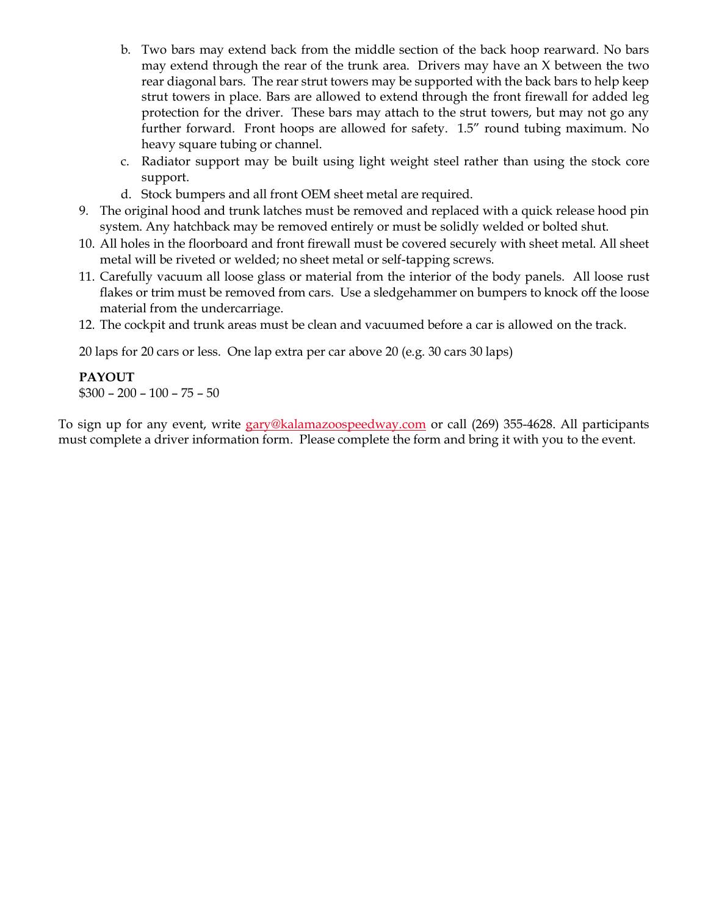b. Two bars may extend back from the middle section of the back hoop rearward. No bars may extend through the rear of the trunk area. Drivers may have an X between the two rear diagonal bars. The rear strut towers may be supported with the back bars to help keep strut towers in place. Bars are allowed to extend through the front firewall for added leg protection for the driver. These bars may attach to the strut towers, but may not go any further forward. Front hoops are allowed for safety. 1.5" round tubing maximum. No heavy square tubing or channel.
c. Radiator support may be built using light weight steel rather than using the stock core support.
d. Stock bumpers and all front OEM sheet metal are required.

9. The original hood and trunk latches must be removed and replaced with a quick release hood pin system. Any hatchback may be removed entirely or must be solidly welded or bolted shut.
10. All holes in the floorboard and front firewall must be covered securely with sheet metal. All sheet metal will be riveted or welded; no sheet metal or self-tapping screws.
11. Carefully vacuum all loose glass or material from the interior of the body panels. All loose rust flakes or trim must be removed from cars. Use a sledgehammer on bumpers to knock off the loose material from the undercarriage.
12. The cockpit and trunk areas must be clean and vacuumed before a car is allowed on the track.

20 laps for 20 cars or less. One lap extra per car above 20 (e.g. 30 cars 30 laps)

**PAYOUT**
$300 – 200 – 100 – 75 – 50

To sign up for any event, write gary@kalamazoospeedway.com or call (269) 355-4628. All participants must complete a driver information form. Please complete the form and bring it with you to the event.